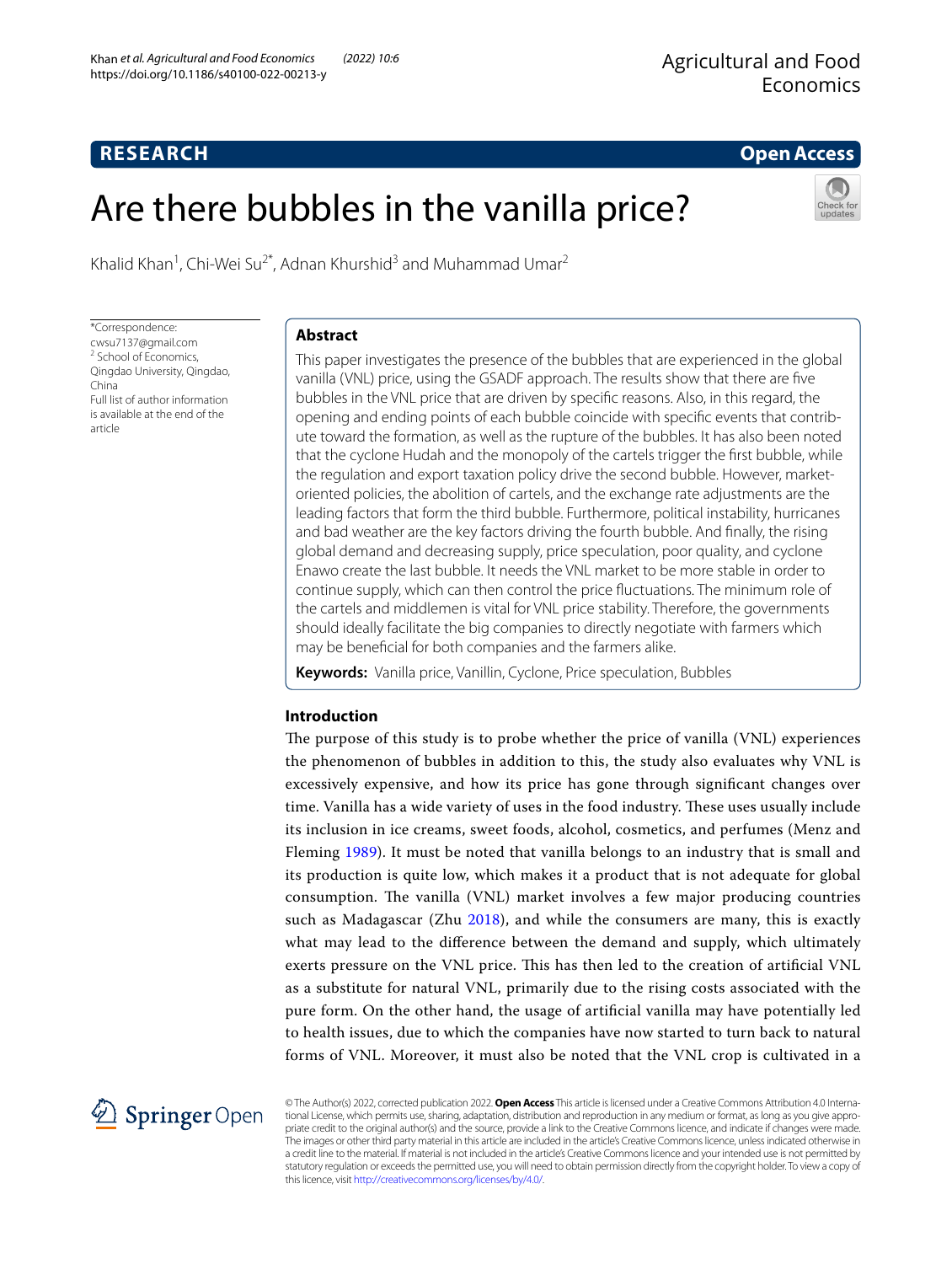**RESEARCH** **Open Access**

# Are there bubbles in the vanilla price?

Khalid Khan[1], Chi-Wei Su[2*], Adnan Khurshid[3] and Muhammad Umar[2]

*Correspondence: cwsu7137@gmail.com
[2] School of Economics, Qingdao University, Qingdao, China
Full list of author information is available at the end of the article

## Abstract

This paper investigates the presence of the bubbles that are experienced in the global vanilla (VNL) price, using the GSADF approach. The results show that there are five bubbles in the VNL price that are driven by specific reasons. Also, in this regard, the opening and ending points of each bubble coincide with specific events that contribute toward the formation, as well as the rupture of the bubbles. It has also been noted that the cyclone Hudah and the monopoly of the cartels trigger the first bubble, while the regulation and export taxation policy drive the second bubble. However, market-oriented policies, the abolition of cartels, and the exchange rate adjustments are the leading factors that form the third bubble. Furthermore, political instability, hurricanes and bad weather are the key factors driving the fourth bubble. And finally, the rising global demand and decreasing supply, price speculation, poor quality, and cyclone Enawo create the last bubble. It needs the VNL market to be more stable in order to continue supply, which can then control the price fluctuations. The minimum role of the cartels and middlemen is vital for VNL price stability. Therefore, the governments should ideally facilitate the big companies to directly negotiate with farmers which may be beneficial for both companies and the farmers alike.

**Keywords:** Vanilla price, Vanillin, Cyclone, Price speculation, Bubbles

## Introduction

The purpose of this study is to probe whether the price of vanilla (VNL) experiences the phenomenon of bubbles in addition to this, the study also evaluates why VNL is excessively expensive, and how its price has gone through significant changes over time. Vanilla has a wide variety of uses in the food industry. These uses usually include its inclusion in ice creams, sweet foods, alcohol, cosmetics, and perfumes (Menz and Fleming 1989). It must be noted that vanilla belongs to an industry that is small and its production is quite low, which makes it a product that is not adequate for global consumption. The vanilla (VNL) market involves a few major producing countries such as Madagascar (Zhu 2018), and while the consumers are many, this is exactly what may lead to the difference between the demand and supply, which ultimately exerts pressure on the VNL price. This has then led to the creation of artificial VNL as a substitute for natural VNL, primarily due to the rising costs associated with the pure form. On the other hand, the usage of artificial vanilla may have potentially led to health issues, due to which the companies have now started to turn back to natural forms of VNL. Moreover, it must also be noted that the VNL crop is cultivated in a

© The Author(s) 2022, corrected publication 2022. **Open Access** This article is licensed under a Creative Commons Attribution 4.0 International License, which permits use, sharing, adaptation, distribution and reproduction in any medium or format, as long as you give appropriate credit to the original author(s) and the source, provide a link to the Creative Commons licence, and indicate if changes were made. The images or other third party material in this article are included in the article's Creative Commons licence, unless indicated otherwise in a credit line to the material. If material is not included in the article's Creative Commons licence and your intended use is not permitted by statutory regulation or exceeds the permitted use, you will need to obtain permission directly from the copyright holder. To view a copy of this licence, visit http://creativecommons.org/licenses/by/4.0/.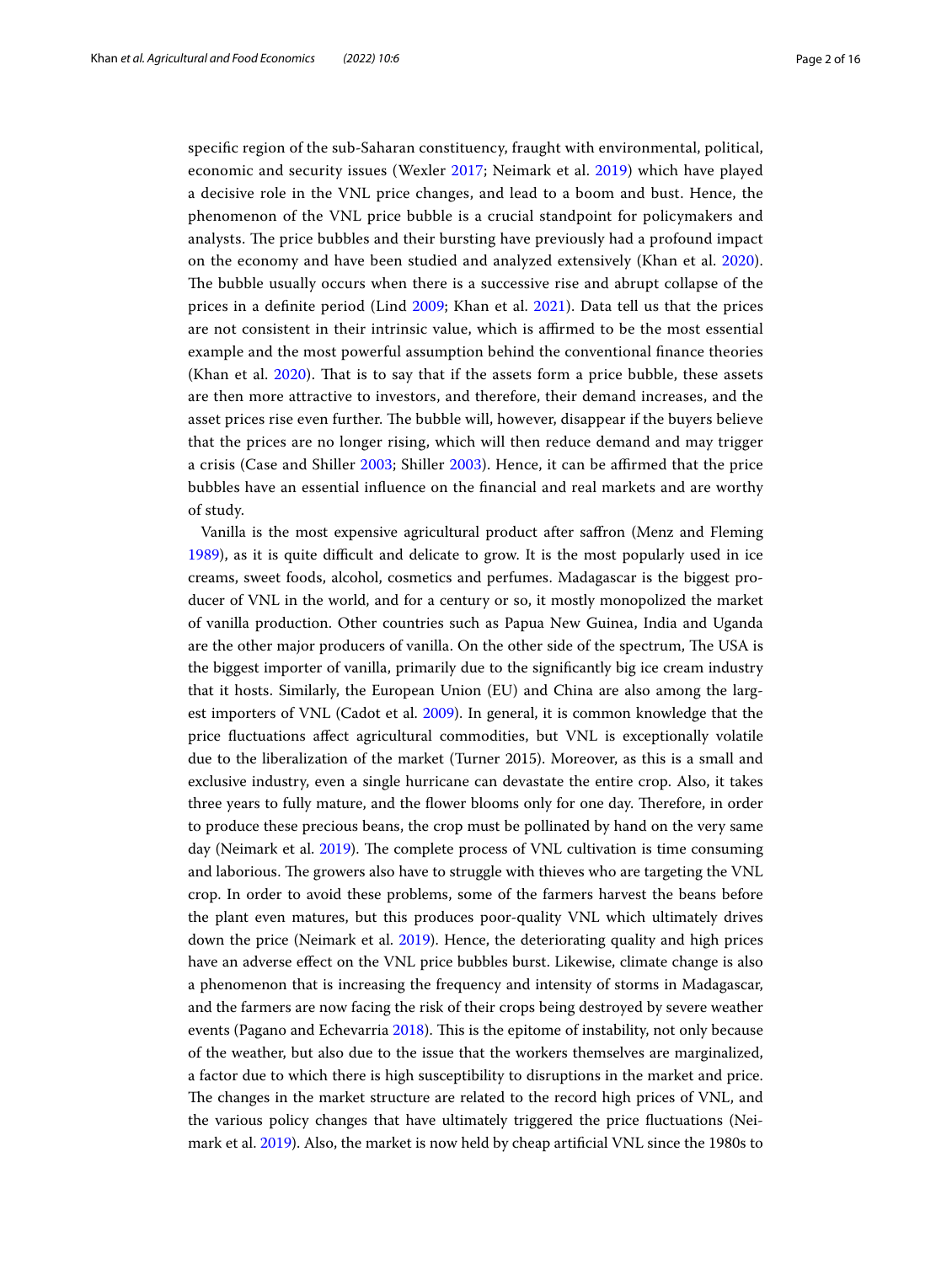specific region of the sub-Saharan constituency, fraught with environmental, political, economic and security issues (Wexler 2017; Neimark et al. 2019) which have played a decisive role in the VNL price changes, and lead to a boom and bust. Hence, the phenomenon of the VNL price bubble is a crucial standpoint for policymakers and analysts. The price bubbles and their bursting have previously had a profound impact on the economy and have been studied and analyzed extensively (Khan et al. 2020). The bubble usually occurs when there is a successive rise and abrupt collapse of the prices in a definite period (Lind 2009; Khan et al. 2021). Data tell us that the prices are not consistent in their intrinsic value, which is affirmed to be the most essential example and the most powerful assumption behind the conventional finance theories (Khan et al. 2020). That is to say that if the assets form a price bubble, these assets are then more attractive to investors, and therefore, their demand increases, and the asset prices rise even further. The bubble will, however, disappear if the buyers believe that the prices are no longer rising, which will then reduce demand and may trigger a crisis (Case and Shiller 2003; Shiller 2003). Hence, it can be affirmed that the price bubbles have an essential influence on the financial and real markets and are worthy of study.

Vanilla is the most expensive agricultural product after saffron (Menz and Fleming 1989), as it is quite difficult and delicate to grow. It is the most popularly used in ice creams, sweet foods, alcohol, cosmetics and perfumes. Madagascar is the biggest producer of VNL in the world, and for a century or so, it mostly monopolized the market of vanilla production. Other countries such as Papua New Guinea, India and Uganda are the other major producers of vanilla. On the other side of the spectrum, The USA is the biggest importer of vanilla, primarily due to the significantly big ice cream industry that it hosts. Similarly, the European Union (EU) and China are also among the largest importers of VNL (Cadot et al. 2009). In general, it is common knowledge that the price fluctuations affect agricultural commodities, but VNL is exceptionally volatile due to the liberalization of the market (Turner 2015). Moreover, as this is a small and exclusive industry, even a single hurricane can devastate the entire crop. Also, it takes three years to fully mature, and the flower blooms only for one day. Therefore, in order to produce these precious beans, the crop must be pollinated by hand on the very same day (Neimark et al. 2019). The complete process of VNL cultivation is time consuming and laborious. The growers also have to struggle with thieves who are targeting the VNL crop. In order to avoid these problems, some of the farmers harvest the beans before the plant even matures, but this produces poor-quality VNL which ultimately drives down the price (Neimark et al. 2019). Hence, the deteriorating quality and high prices have an adverse effect on the VNL price bubbles burst. Likewise, climate change is also a phenomenon that is increasing the frequency and intensity of storms in Madagascar, and the farmers are now facing the risk of their crops being destroyed by severe weather events (Pagano and Echevarria 2018). This is the epitome of instability, not only because of the weather, but also due to the issue that the workers themselves are marginalized, a factor due to which there is high susceptibility to disruptions in the market and price. The changes in the market structure are related to the record high prices of VNL, and the various policy changes that have ultimately triggered the price fluctuations (Neimark et al. 2019). Also, the market is now held by cheap artificial VNL since the 1980s to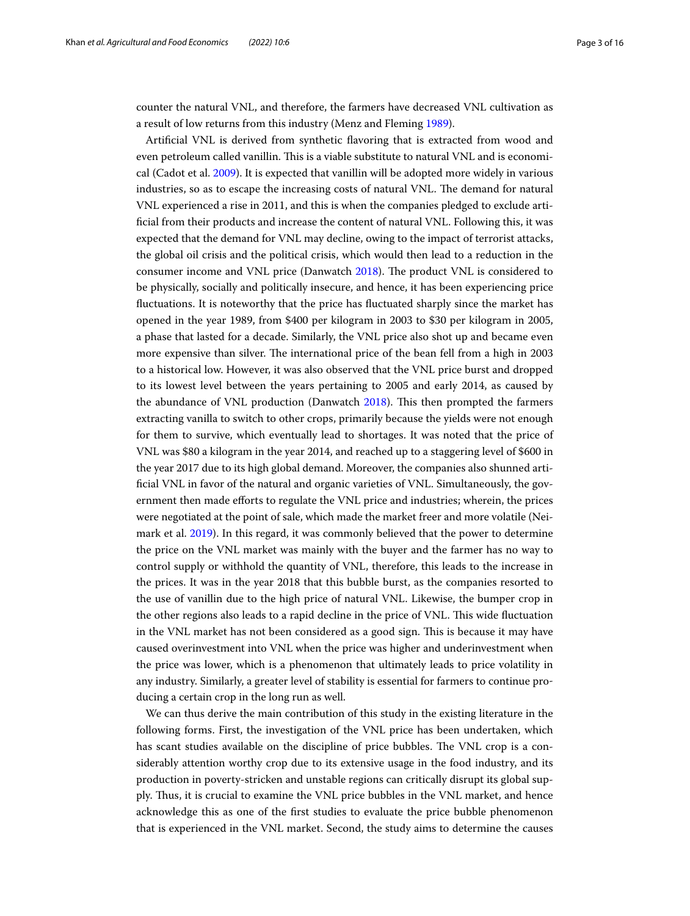counter the natural VNL, and therefore, the farmers have decreased VNL cultivation as a result of low returns from this industry (Menz and Fleming 1989).

Artificial VNL is derived from synthetic flavoring that is extracted from wood and even petroleum called vanillin. This is a viable substitute to natural VNL and is economical (Cadot et al. 2009). It is expected that vanillin will be adopted more widely in various industries, so as to escape the increasing costs of natural VNL. The demand for natural VNL experienced a rise in 2011, and this is when the companies pledged to exclude artificial from their products and increase the content of natural VNL. Following this, it was expected that the demand for VNL may decline, owing to the impact of terrorist attacks, the global oil crisis and the political crisis, which would then lead to a reduction in the consumer income and VNL price (Danwatch 2018). The product VNL is considered to be physically, socially and politically insecure, and hence, it has been experiencing price fluctuations. It is noteworthy that the price has fluctuated sharply since the market has opened in the year 1989, from $400 per kilogram in 2003 to $30 per kilogram in 2005, a phase that lasted for a decade. Similarly, the VNL price also shot up and became even more expensive than silver. The international price of the bean fell from a high in 2003 to a historical low. However, it was also observed that the VNL price burst and dropped to its lowest level between the years pertaining to 2005 and early 2014, as caused by the abundance of VNL production (Danwatch 2018). This then prompted the farmers extracting vanilla to switch to other crops, primarily because the yields were not enough for them to survive, which eventually lead to shortages. It was noted that the price of VNL was $80 a kilogram in the year 2014, and reached up to a staggering level of $600 in the year 2017 due to its high global demand. Moreover, the companies also shunned artificial VNL in favor of the natural and organic varieties of VNL. Simultaneously, the government then made efforts to regulate the VNL price and industries; wherein, the prices were negotiated at the point of sale, which made the market freer and more volatile (Neimark et al. 2019). In this regard, it was commonly believed that the power to determine the price on the VNL market was mainly with the buyer and the farmer has no way to control supply or withhold the quantity of VNL, therefore, this leads to the increase in the prices. It was in the year 2018 that this bubble burst, as the companies resorted to the use of vanillin due to the high price of natural VNL. Likewise, the bumper crop in the other regions also leads to a rapid decline in the price of VNL. This wide fluctuation in the VNL market has not been considered as a good sign. This is because it may have caused overinvestment into VNL when the price was higher and underinvestment when the price was lower, which is a phenomenon that ultimately leads to price volatility in any industry. Similarly, a greater level of stability is essential for farmers to continue producing a certain crop in the long run as well.

We can thus derive the main contribution of this study in the existing literature in the following forms. First, the investigation of the VNL price has been undertaken, which has scant studies available on the discipline of price bubbles. The VNL crop is a considerably attention worthy crop due to its extensive usage in the food industry, and its production in poverty-stricken and unstable regions can critically disrupt its global supply. Thus, it is crucial to examine the VNL price bubbles in the VNL market, and hence acknowledge this as one of the first studies to evaluate the price bubble phenomenon that is experienced in the VNL market. Second, the study aims to determine the causes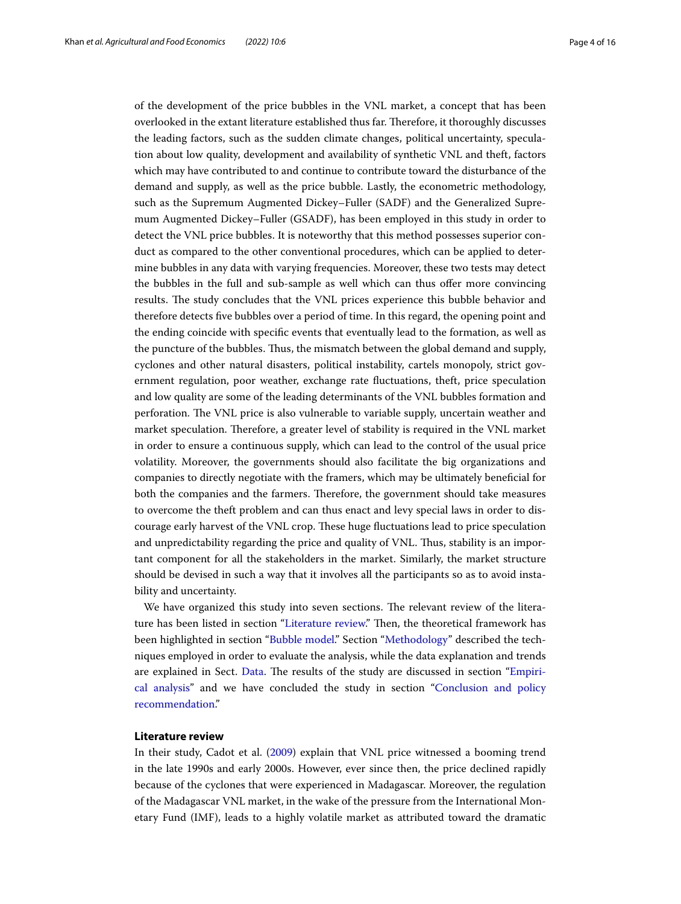of the development of the price bubbles in the VNL market, a concept that has been overlooked in the extant literature established thus far. Therefore, it thoroughly discusses the leading factors, such as the sudden climate changes, political uncertainty, speculation about low quality, development and availability of synthetic VNL and theft, factors which may have contributed to and continue to contribute toward the disturbance of the demand and supply, as well as the price bubble. Lastly, the econometric methodology, such as the Supremum Augmented Dickey–Fuller (SADF) and the Generalized Supremum Augmented Dickey–Fuller (GSADF), has been employed in this study in order to detect the VNL price bubbles. It is noteworthy that this method possesses superior conduct as compared to the other conventional procedures, which can be applied to determine bubbles in any data with varying frequencies. Moreover, these two tests may detect the bubbles in the full and sub-sample as well which can thus offer more convincing results. The study concludes that the VNL prices experience this bubble behavior and therefore detects five bubbles over a period of time. In this regard, the opening point and the ending coincide with specific events that eventually lead to the formation, as well as the puncture of the bubbles. Thus, the mismatch between the global demand and supply, cyclones and other natural disasters, political instability, cartels monopoly, strict government regulation, poor weather, exchange rate fluctuations, theft, price speculation and low quality are some of the leading determinants of the VNL bubbles formation and perforation. The VNL price is also vulnerable to variable supply, uncertain weather and market speculation. Therefore, a greater level of stability is required in the VNL market in order to ensure a continuous supply, which can lead to the control of the usual price volatility. Moreover, the governments should also facilitate the big organizations and companies to directly negotiate with the framers, which may be ultimately beneficial for both the companies and the farmers. Therefore, the government should take measures to overcome the theft problem and can thus enact and levy special laws in order to discourage early harvest of the VNL crop. These huge fluctuations lead to price speculation and unpredictability regarding the price and quality of VNL. Thus, stability is an important component for all the stakeholders in the market. Similarly, the market structure should be devised in such a way that it involves all the participants so as to avoid instability and uncertainty.

We have organized this study into seven sections. The relevant review of the literature has been listed in section "Literature review." Then, the theoretical framework has been highlighted in section "Bubble model." Section "Methodology" described the techniques employed in order to evaluate the analysis, while the data explanation and trends are explained in Sect. Data. The results of the study are discussed in section "Empirical analysis" and we have concluded the study in section "Conclusion and policy recommendation."

## Literature review

In their study, Cadot et al. (2009) explain that VNL price witnessed a booming trend in the late 1990s and early 2000s. However, ever since then, the price declined rapidly because of the cyclones that were experienced in Madagascar. Moreover, the regulation of the Madagascar VNL market, in the wake of the pressure from the International Monetary Fund (IMF), leads to a highly volatile market as attributed toward the dramatic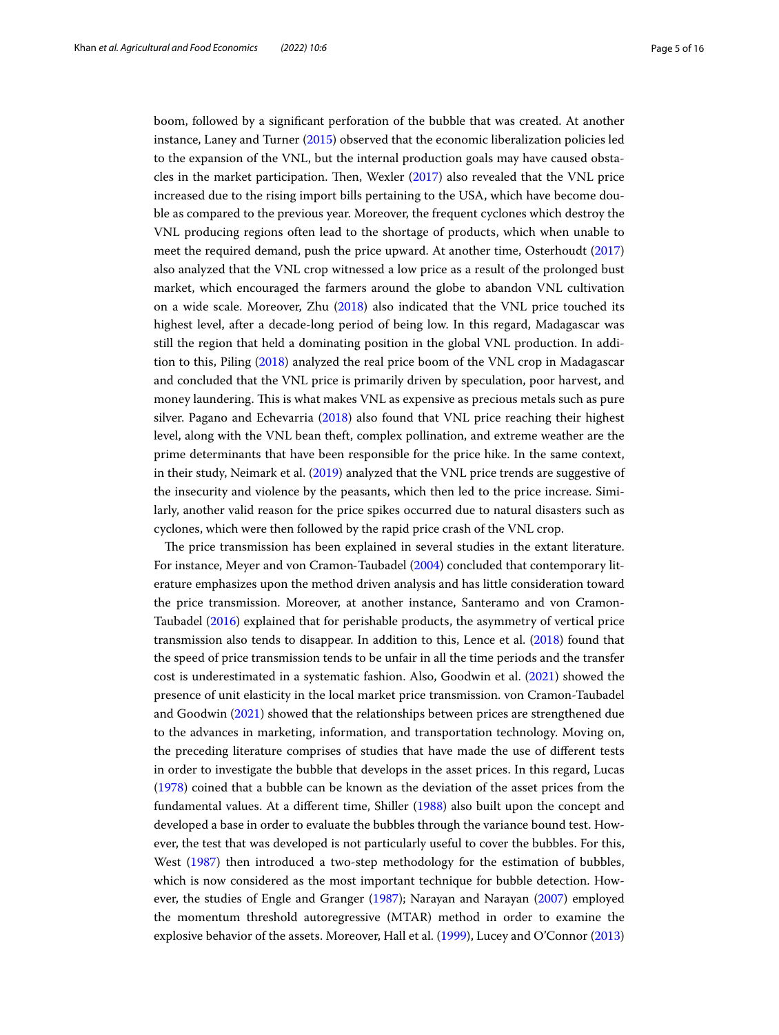boom, followed by a significant perforation of the bubble that was created. At another instance, Laney and Turner (2015) observed that the economic liberalization policies led to the expansion of the VNL, but the internal production goals may have caused obstacles in the market participation. Then, Wexler (2017) also revealed that the VNL price increased due to the rising import bills pertaining to the USA, which have become double as compared to the previous year. Moreover, the frequent cyclones which destroy the VNL producing regions often lead to the shortage of products, which when unable to meet the required demand, push the price upward. At another time, Osterhoudt (2017) also analyzed that the VNL crop witnessed a low price as a result of the prolonged bust market, which encouraged the farmers around the globe to abandon VNL cultivation on a wide scale. Moreover, Zhu (2018) also indicated that the VNL price touched its highest level, after a decade-long period of being low. In this regard, Madagascar was still the region that held a dominating position in the global VNL production. In addition to this, Piling (2018) analyzed the real price boom of the VNL crop in Madagascar and concluded that the VNL price is primarily driven by speculation, poor harvest, and money laundering. This is what makes VNL as expensive as precious metals such as pure silver. Pagano and Echevarria (2018) also found that VNL price reaching their highest level, along with the VNL bean theft, complex pollination, and extreme weather are the prime determinants that have been responsible for the price hike. In the same context, in their study, Neimark et al. (2019) analyzed that the VNL price trends are suggestive of the insecurity and violence by the peasants, which then led to the price increase. Similarly, another valid reason for the price spikes occurred due to natural disasters such as cyclones, which were then followed by the rapid price crash of the VNL crop.

The price transmission has been explained in several studies in the extant literature. For instance, Meyer and von Cramon-Taubadel (2004) concluded that contemporary literature emphasizes upon the method driven analysis and has little consideration toward the price transmission. Moreover, at another instance, Santeramo and von Cramon-Taubadel (2016) explained that for perishable products, the asymmetry of vertical price transmission also tends to disappear. In addition to this, Lence et al. (2018) found that the speed of price transmission tends to be unfair in all the time periods and the transfer cost is underestimated in a systematic fashion. Also, Goodwin et al. (2021) showed the presence of unit elasticity in the local market price transmission. von Cramon-Taubadel and Goodwin (2021) showed that the relationships between prices are strengthened due to the advances in marketing, information, and transportation technology. Moving on, the preceding literature comprises of studies that have made the use of different tests in order to investigate the bubble that develops in the asset prices. In this regard, Lucas (1978) coined that a bubble can be known as the deviation of the asset prices from the fundamental values. At a different time, Shiller (1988) also built upon the concept and developed a base in order to evaluate the bubbles through the variance bound test. However, the test that was developed is not particularly useful to cover the bubbles. For this, West (1987) then introduced a two-step methodology for the estimation of bubbles, which is now considered as the most important technique for bubble detection. However, the studies of Engle and Granger (1987); Narayan and Narayan (2007) employed the momentum threshold autoregressive (MTAR) method in order to examine the explosive behavior of the assets. Moreover, Hall et al. (1999), Lucey and O'Connor (2013)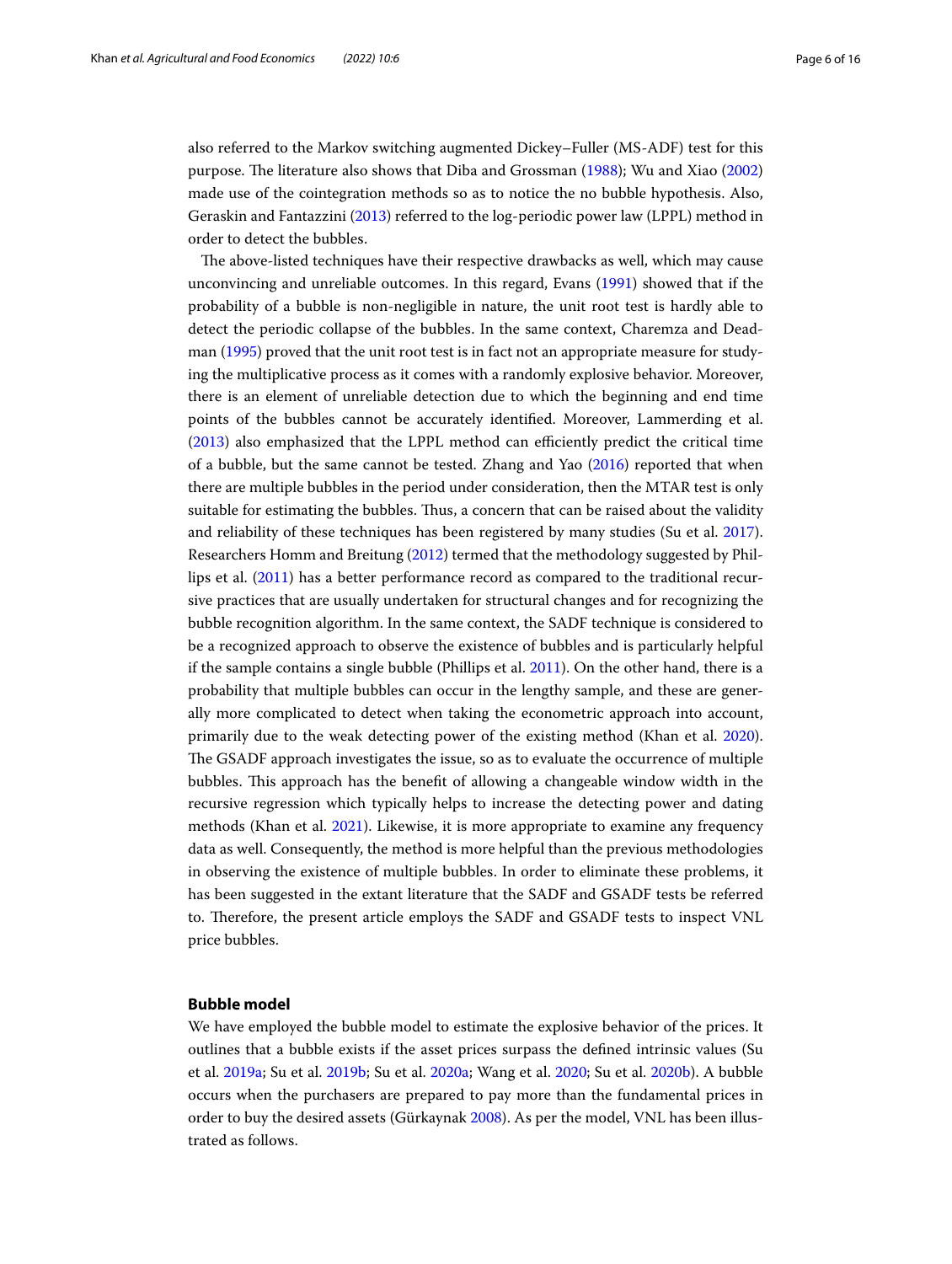also referred to the Markov switching augmented Dickey–Fuller (MS-ADF) test for this purpose. The literature also shows that Diba and Grossman (1988); Wu and Xiao (2002) made use of the cointegration methods so as to notice the no bubble hypothesis. Also, Geraskin and Fantazzini (2013) referred to the log-periodic power law (LPPL) method in order to detect the bubbles.

The above-listed techniques have their respective drawbacks as well, which may cause unconvincing and unreliable outcomes. In this regard, Evans (1991) showed that if the probability of a bubble is non-negligible in nature, the unit root test is hardly able to detect the periodic collapse of the bubbles. In the same context, Charemza and Deadman (1995) proved that the unit root test is in fact not an appropriate measure for studying the multiplicative process as it comes with a randomly explosive behavior. Moreover, there is an element of unreliable detection due to which the beginning and end time points of the bubbles cannot be accurately identified. Moreover, Lammerding et al. (2013) also emphasized that the LPPL method can efficiently predict the critical time of a bubble, but the same cannot be tested. Zhang and Yao (2016) reported that when there are multiple bubbles in the period under consideration, then the MTAR test is only suitable for estimating the bubbles. Thus, a concern that can be raised about the validity and reliability of these techniques has been registered by many studies (Su et al. 2017). Researchers Homm and Breitung (2012) termed that the methodology suggested by Phillips et al. (2011) has a better performance record as compared to the traditional recursive practices that are usually undertaken for structural changes and for recognizing the bubble recognition algorithm. In the same context, the SADF technique is considered to be a recognized approach to observe the existence of bubbles and is particularly helpful if the sample contains a single bubble (Phillips et al. 2011). On the other hand, there is a probability that multiple bubbles can occur in the lengthy sample, and these are generally more complicated to detect when taking the econometric approach into account, primarily due to the weak detecting power of the existing method (Khan et al. 2020). The GSADF approach investigates the issue, so as to evaluate the occurrence of multiple bubbles. This approach has the benefit of allowing a changeable window width in the recursive regression which typically helps to increase the detecting power and dating methods (Khan et al. 2021). Likewise, it is more appropriate to examine any frequency data as well. Consequently, the method is more helpful than the previous methodologies in observing the existence of multiple bubbles. In order to eliminate these problems, it has been suggested in the extant literature that the SADF and GSADF tests be referred to. Therefore, the present article employs the SADF and GSADF tests to inspect VNL price bubbles.

## Bubble model

We have employed the bubble model to estimate the explosive behavior of the prices. It outlines that a bubble exists if the asset prices surpass the defined intrinsic values (Su et al. 2019a; Su et al. 2019b; Su et al. 2020a; Wang et al. 2020; Su et al. 2020b). A bubble occurs when the purchasers are prepared to pay more than the fundamental prices in order to buy the desired assets (Gürkaynak 2008). As per the model, VNL has been illustrated as follows.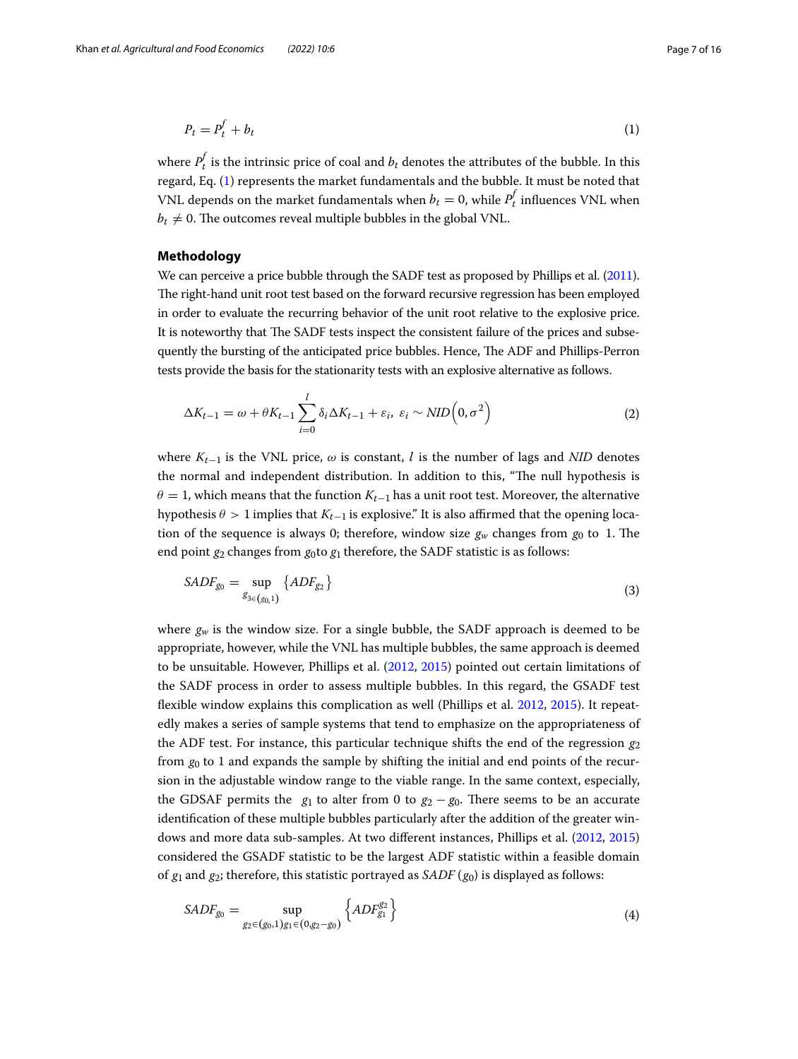$$P_t = P_t^f + b_t \tag{1}$$

where $P_t^f$ is the intrinsic price of coal and $b_t$ denotes the attributes of the bubble. In this regard, Eq. (1) represents the market fundamentals and the bubble. It must be noted that VNL depends on the market fundamentals when $b_t = 0$, while $P_t^f$ influences VNL when $b_t \neq 0$. The outcomes reveal multiple bubbles in the global VNL.

## Methodology

We can perceive a price bubble through the SADF test as proposed by Phillips et al. (2011). The right-hand unit root test based on the forward recursive regression has been employed in order to evaluate the recurring behavior of the unit root relative to the explosive price. It is noteworthy that The SADF tests inspect the consistent failure of the prices and subsequently the bursting of the anticipated price bubbles. Hence, The ADF and Phillips-Perron tests provide the basis for the stationarity tests with an explosive alternative as follows.

$$\Delta K_{t-1} = \omega + \theta K_{t-1} \sum_{i=0}^{l} \delta_i \Delta K_{t-1} + \varepsilon_i,\ \varepsilon_i \sim NID\left(0, \sigma^2\right) \tag{2}$$

where $K_{t-1}$ is the VNL price, $\omega$ is constant, $l$ is the number of lags and *NID* denotes the normal and independent distribution. In addition to this, "The null hypothesis is $\theta = 1$, which means that the function $K_{t-1}$ has a unit root test. Moreover, the alternative hypothesis $\theta > 1$ implies that $K_{t-1}$ is explosive." It is also affirmed that the opening location of the sequence is always 0; therefore, window size $g_w$ changes from $g_0$ to 1. The end point $g_2$ changes from $g_0$to $g_1$ therefore, the SADF statistic is as follows:

$$SADF_{g_0} = \sup_{g_{3\in(g_0,1)}} \left\{ADF_{g_2}\right\} \tag{3}$$

where $g_w$ is the window size. For a single bubble, the SADF approach is deemed to be appropriate, however, while the VNL has multiple bubbles, the same approach is deemed to be unsuitable. However, Phillips et al. (2012, 2015) pointed out certain limitations of the SADF process in order to assess multiple bubbles. In this regard, the GSADF test flexible window explains this complication as well (Phillips et al. 2012, 2015). It repeatedly makes a series of sample systems that tend to emphasize on the appropriateness of the ADF test. For instance, this particular technique shifts the end of the regression $g_2$ from $g_0$ to 1 and expands the sample by shifting the initial and end points of the recursion in the adjustable window range to the viable range. In the same context, especially, the GDSAF permits the $g_1$ to alter from 0 to $g_2 - g_0$. There seems to be an accurate identification of these multiple bubbles particularly after the addition of the greater windows and more data sub-samples. At two different instances, Phillips et al. (2012, 2015) considered the GSADF statistic to be the largest ADF statistic within a feasible domain of $g_1$ and $g_2$; therefore, this statistic portrayed as $SADF\ (g_0)$ is displayed as follows:

$$SADF_{g_0} = \sup_{g_2\in(g_0,1)g_1\in(0,g_2-g_0)} \left\{ADF_{g_1}^{g_2}\right\} \tag{4}$$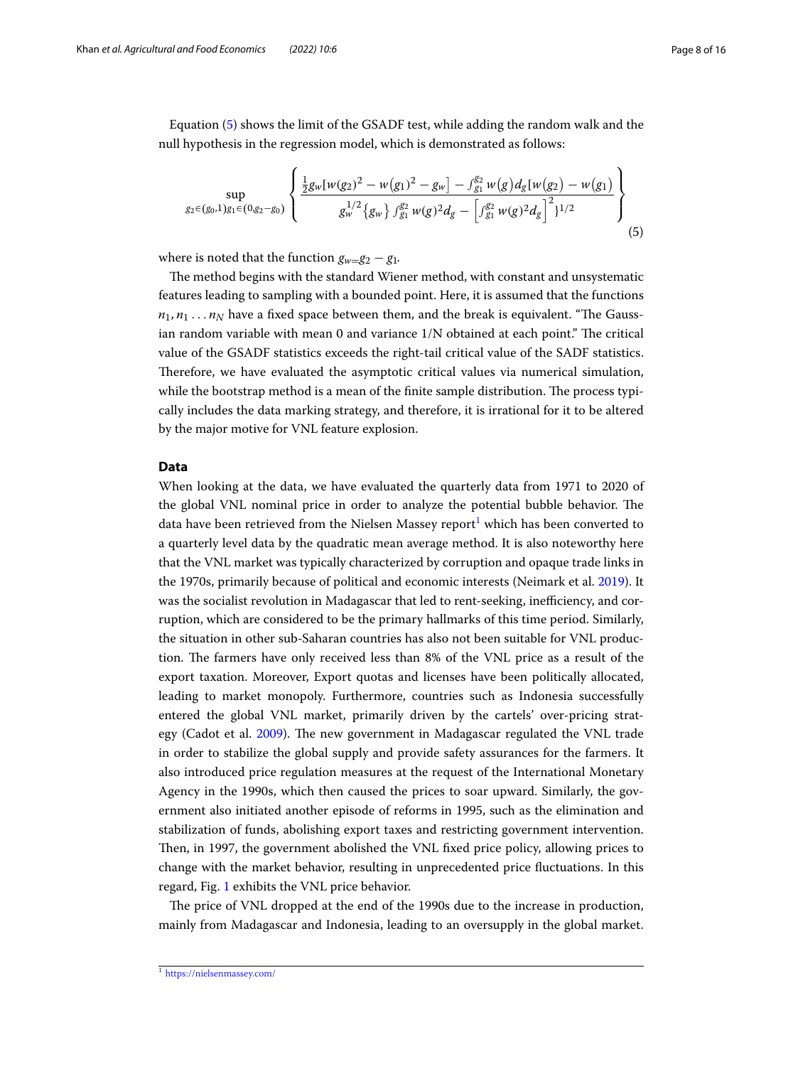Equation (5) shows the limit of the GSADF test, while adding the random walk and the null hypothesis in the regression model, which is demonstrated as follows:

$$\sup_{g_2 \in (g_0,1) g_1 \in (0, g_2 - g_0)} \left\{ \frac{\frac{1}{2} g_w [w(g_2)^2 - w(g_1)^2 - g_w] - \int_{g_1}^{g_2} w(g) d_g [w(g_2) - w(g_1)}{g_w^{1/2} \{g_w\} \int_{g_1}^{g_2} w(g)^2 d_g - \left[ \int_{g_1}^{g_2} w(g)^2 d_g \right]^2 \}^{1/2}} \right\} \tag{5}$$

where is noted that the function $g_{w=} g_2 - g_1$.

The method begins with the standard Wiener method, with constant and unsystematic features leading to sampling with a bounded point. Here, it is assumed that the functions $n_1, n_1 \ldots n_N$ have a fixed space between them, and the break is equivalent. "The Gaussian random variable with mean 0 and variance 1/N obtained at each point." The critical value of the GSADF statistics exceeds the right-tail critical value of the SADF statistics. Therefore, we have evaluated the asymptotic critical values via numerical simulation, while the bootstrap method is a mean of the finite sample distribution. The process typically includes the data marking strategy, and therefore, it is irrational for it to be altered by the major motive for VNL feature explosion.

## Data

When looking at the data, we have evaluated the quarterly data from 1971 to 2020 of the global VNL nominal price in order to analyze the potential bubble behavior. The data have been retrieved from the Nielsen Massey report[1] which has been converted to a quarterly level data by the quadratic mean average method. It is also noteworthy here that the VNL market was typically characterized by corruption and opaque trade links in the 1970s, primarily because of political and economic interests (Neimark et al. 2019). It was the socialist revolution in Madagascar that led to rent-seeking, inefficiency, and corruption, which are considered to be the primary hallmarks of this time period. Similarly, the situation in other sub-Saharan countries has also not been suitable for VNL production. The farmers have only received less than 8% of the VNL price as a result of the export taxation. Moreover, Export quotas and licenses have been politically allocated, leading to market monopoly. Furthermore, countries such as Indonesia successfully entered the global VNL market, primarily driven by the cartels' over-pricing strategy (Cadot et al. 2009). The new government in Madagascar regulated the VNL trade in order to stabilize the global supply and provide safety assurances for the farmers. It also introduced price regulation measures at the request of the International Monetary Agency in the 1990s, which then caused the prices to soar upward. Similarly, the government also initiated another episode of reforms in 1995, such as the elimination and stabilization of funds, abolishing export taxes and restricting government intervention. Then, in 1997, the government abolished the VNL fixed price policy, allowing prices to change with the market behavior, resulting in unprecedented price fluctuations. In this regard, Fig. 1 exhibits the VNL price behavior.

The price of VNL dropped at the end of the 1990s due to the increase in production, mainly from Madagascar and Indonesia, leading to an oversupply in the global market.

[1] https://nielsenmassey.com/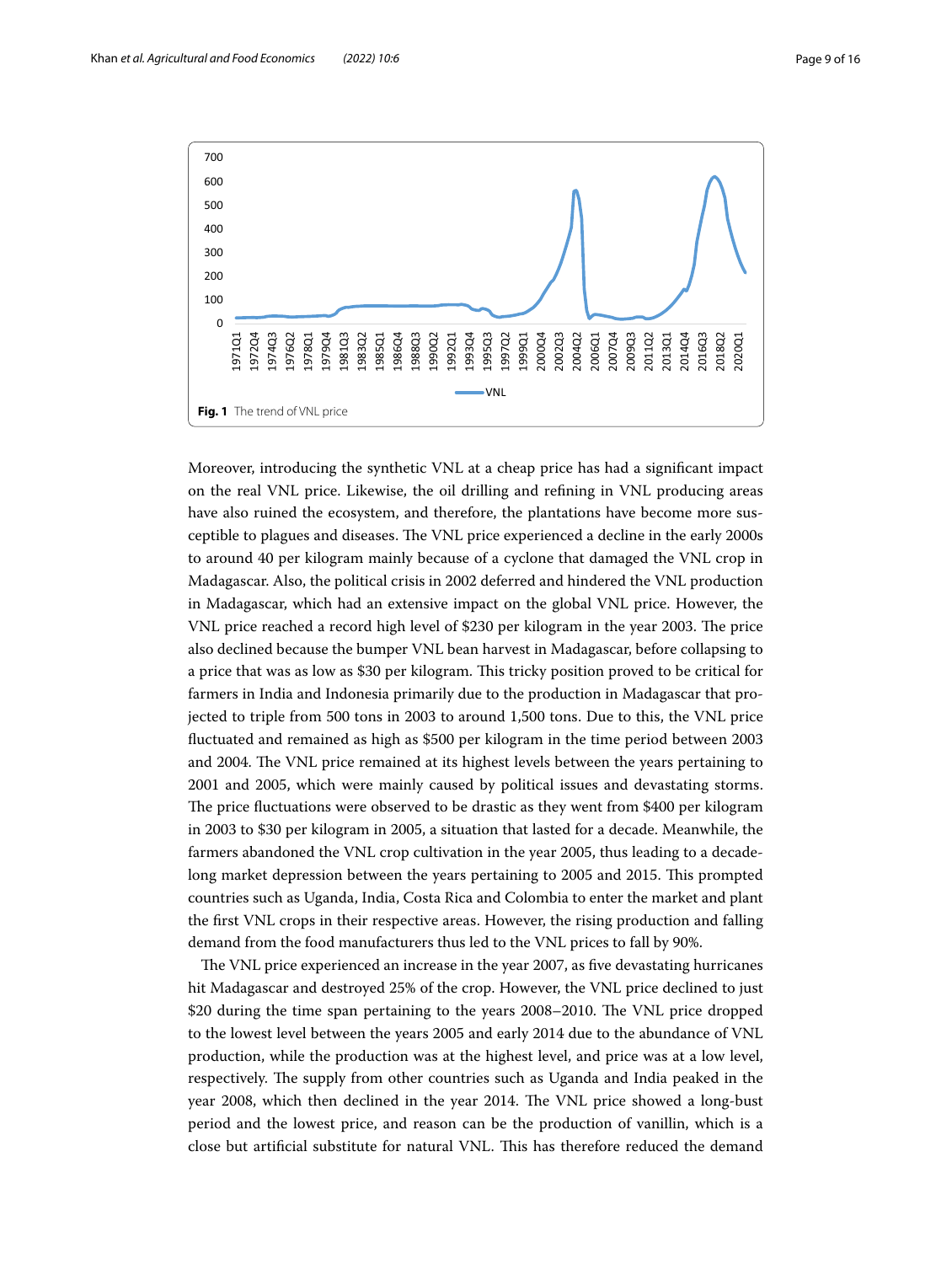**Fig. 1** The trend of VNL price

Moreover, introducing the synthetic VNL at a cheap price has had a significant impact on the real VNL price. Likewise, the oil drilling and refining in VNL producing areas have also ruined the ecosystem, and therefore, the plantations have become more susceptible to plagues and diseases. The VNL price experienced a decline in the early 2000s to around 40 per kilogram mainly because of a cyclone that damaged the VNL crop in Madagascar. Also, the political crisis in 2002 deferred and hindered the VNL production in Madagascar, which had an extensive impact on the global VNL price. However, the VNL price reached a record high level of $230 per kilogram in the year 2003. The price also declined because the bumper VNL bean harvest in Madagascar, before collapsing to a price that was as low as $30 per kilogram. This tricky position proved to be critical for farmers in India and Indonesia primarily due to the production in Madagascar that projected to triple from 500 tons in 2003 to around 1,500 tons. Due to this, the VNL price fluctuated and remained as high as $500 per kilogram in the time period between 2003 and 2004. The VNL price remained at its highest levels between the years pertaining to 2001 and 2005, which were mainly caused by political issues and devastating storms. The price fluctuations were observed to be drastic as they went from $400 per kilogram in 2003 to $30 per kilogram in 2005, a situation that lasted for a decade. Meanwhile, the farmers abandoned the VNL crop cultivation in the year 2005, thus leading to a decade-long market depression between the years pertaining to 2005 and 2015. This prompted countries such as Uganda, India, Costa Rica and Colombia to enter the market and plant the first VNL crops in their respective areas. However, the rising production and falling demand from the food manufacturers thus led to the VNL prices to fall by 90%.

The VNL price experienced an increase in the year 2007, as five devastating hurricanes hit Madagascar and destroyed 25% of the crop. However, the VNL price declined to just $20 during the time span pertaining to the years 2008–2010. The VNL price dropped to the lowest level between the years 2005 and early 2014 due to the abundance of VNL production, while the production was at the highest level, and price was at a low level, respectively. The supply from other countries such as Uganda and India peaked in the year 2008, which then declined in the year 2014. The VNL price showed a long-bust period and the lowest price, and reason can be the production of vanillin, which is a close but artificial substitute for natural VNL. This has therefore reduced the demand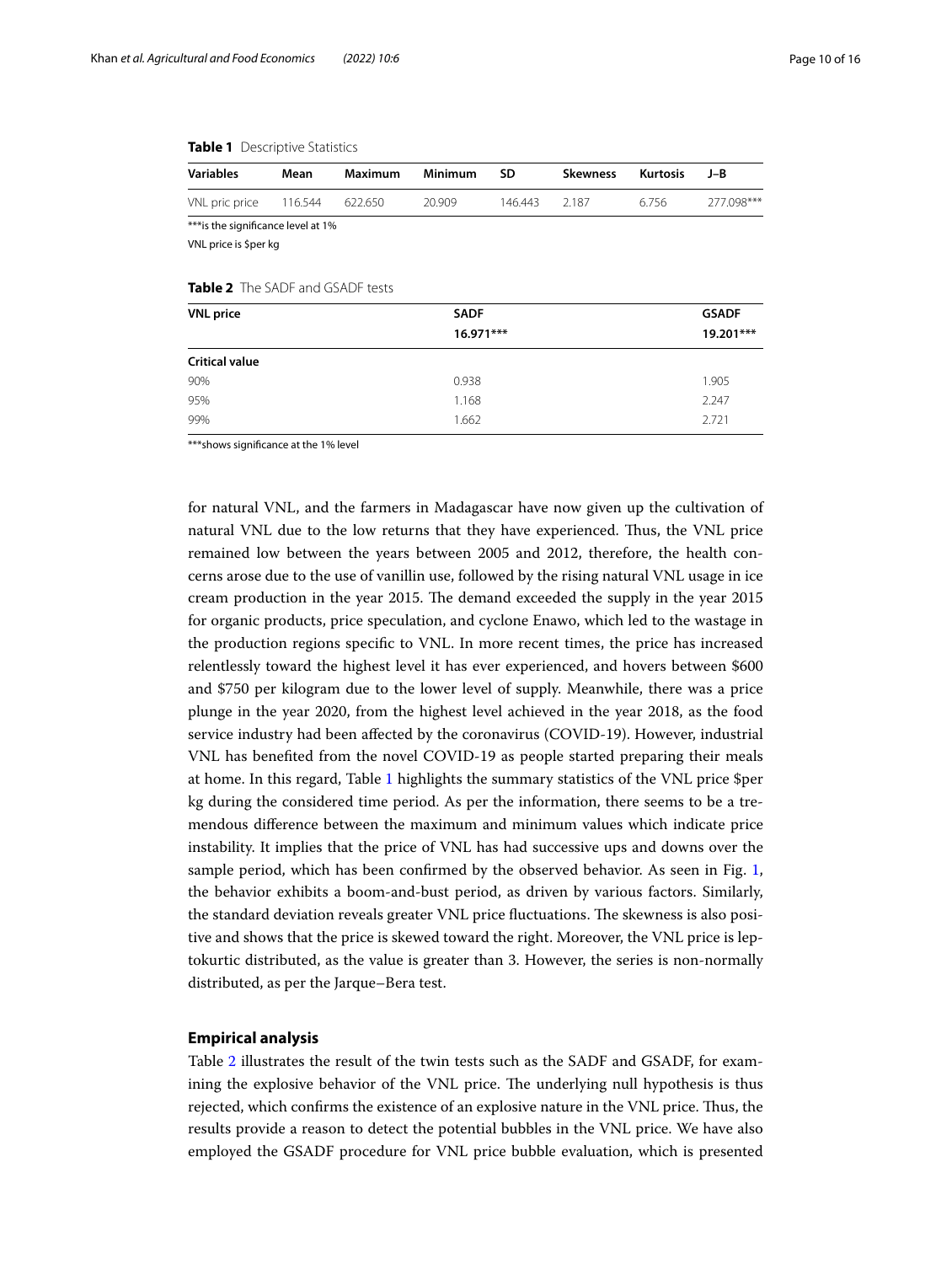**Table 1** Descriptive Statistics

| Variables | Mean | Maximum | Minimum | SD | Skewness | Kurtosis | J–B |
|---|---|---|---|---|---|---|---|
| VNL pric price | 116.544 | 622.650 | 20.909 | 146.443 | 2.187 | 6.756 | 277.098*** |

***is the significance level at 1%

VNL price is $per kg

**Table 2** The SADF and GSADF tests

| VNL price | SADF | GSADF |
|---|---|---|
| | 16.971*** | 19.201*** |
| **Critical value** | | |
| 90% | 0.938 | 1.905 |
| 95% | 1.168 | 2.247 |
| 99% | 1.662 | 2.721 |

***shows significance at the 1% level

for natural VNL, and the farmers in Madagascar have now given up the cultivation of natural VNL due to the low returns that they have experienced. Thus, the VNL price remained low between the years between 2005 and 2012, therefore, the health concerns arose due to the use of vanillin use, followed by the rising natural VNL usage in ice cream production in the year 2015. The demand exceeded the supply in the year 2015 for organic products, price speculation, and cyclone Enawo, which led to the wastage in the production regions specific to VNL. In more recent times, the price has increased relentlessly toward the highest level it has ever experienced, and hovers between $600 and $750 per kilogram due to the lower level of supply. Meanwhile, there was a price plunge in the year 2020, from the highest level achieved in the year 2018, as the food service industry had been affected by the coronavirus (COVID-19). However, industrial VNL has benefited from the novel COVID-19 as people started preparing their meals at home. In this regard, Table 1 highlights the summary statistics of the VNL price $per kg during the considered time period. As per the information, there seems to be a tremendous difference between the maximum and minimum values which indicate price instability. It implies that the price of VNL has had successive ups and downs over the sample period, which has been confirmed by the observed behavior. As seen in Fig. 1, the behavior exhibits a boom-and-bust period, as driven by various factors. Similarly, the standard deviation reveals greater VNL price fluctuations. The skewness is also positive and shows that the price is skewed toward the right. Moreover, the VNL price is leptokurtic distributed, as the value is greater than 3. However, the series is non-normally distributed, as per the Jarque–Bera test.

## Empirical analysis

Table 2 illustrates the result of the twin tests such as the SADF and GSADF, for examining the explosive behavior of the VNL price. The underlying null hypothesis is thus rejected, which confirms the existence of an explosive nature in the VNL price. Thus, the results provide a reason to detect the potential bubbles in the VNL price. We have also employed the GSADF procedure for VNL price bubble evaluation, which is presented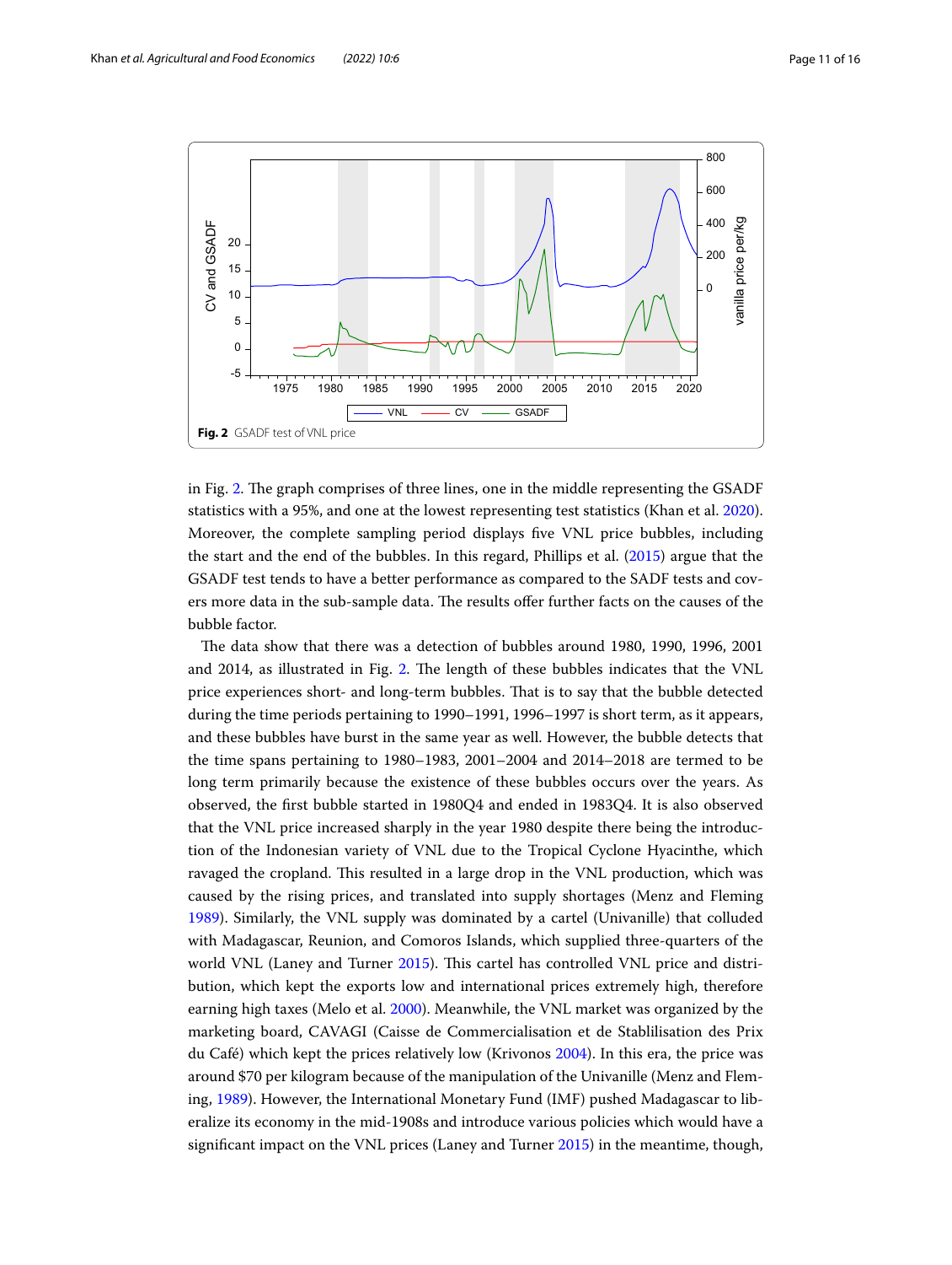**Fig. 2** GSADF test of VNL price

in Fig. 2. The graph comprises of three lines, one in the middle representing the GSADF statistics with a 95%, and one at the lowest representing test statistics (Khan et al. 2020). Moreover, the complete sampling period displays five VNL price bubbles, including the start and the end of the bubbles. In this regard, Phillips et al. (2015) argue that the GSADF test tends to have a better performance as compared to the SADF tests and covers more data in the sub-sample data. The results offer further facts on the causes of the bubble factor.

The data show that there was a detection of bubbles around 1980, 1990, 1996, 2001 and 2014, as illustrated in Fig. 2. The length of these bubbles indicates that the VNL price experiences short- and long-term bubbles. That is to say that the bubble detected during the time periods pertaining to 1990–1991, 1996–1997 is short term, as it appears, and these bubbles have burst in the same year as well. However, the bubble detects that the time spans pertaining to 1980–1983, 2001–2004 and 2014–2018 are termed to be long term primarily because the existence of these bubbles occurs over the years. As observed, the first bubble started in 1980Q4 and ended in 1983Q4. It is also observed that the VNL price increased sharply in the year 1980 despite there being the introduction of the Indonesian variety of VNL due to the Tropical Cyclone Hyacinthe, which ravaged the cropland. This resulted in a large drop in the VNL production, which was caused by the rising prices, and translated into supply shortages (Menz and Fleming 1989). Similarly, the VNL supply was dominated by a cartel (Univanille) that colluded with Madagascar, Reunion, and Comoros Islands, which supplied three-quarters of the world VNL (Laney and Turner 2015). This cartel has controlled VNL price and distribution, which kept the exports low and international prices extremely high, therefore earning high taxes (Melo et al. 2000). Meanwhile, the VNL market was organized by the marketing board, CAVAGI (Caisse de Commercialisation et de Stablilisation des Prix du Café) which kept the prices relatively low (Krivonos 2004). In this era, the price was around \$70 per kilogram because of the manipulation of the Univanille (Menz and Fleming, 1989). However, the International Monetary Fund (IMF) pushed Madagascar to liberalize its economy in the mid-1908s and introduce various policies which would have a significant impact on the VNL prices (Laney and Turner 2015) in the meantime, though,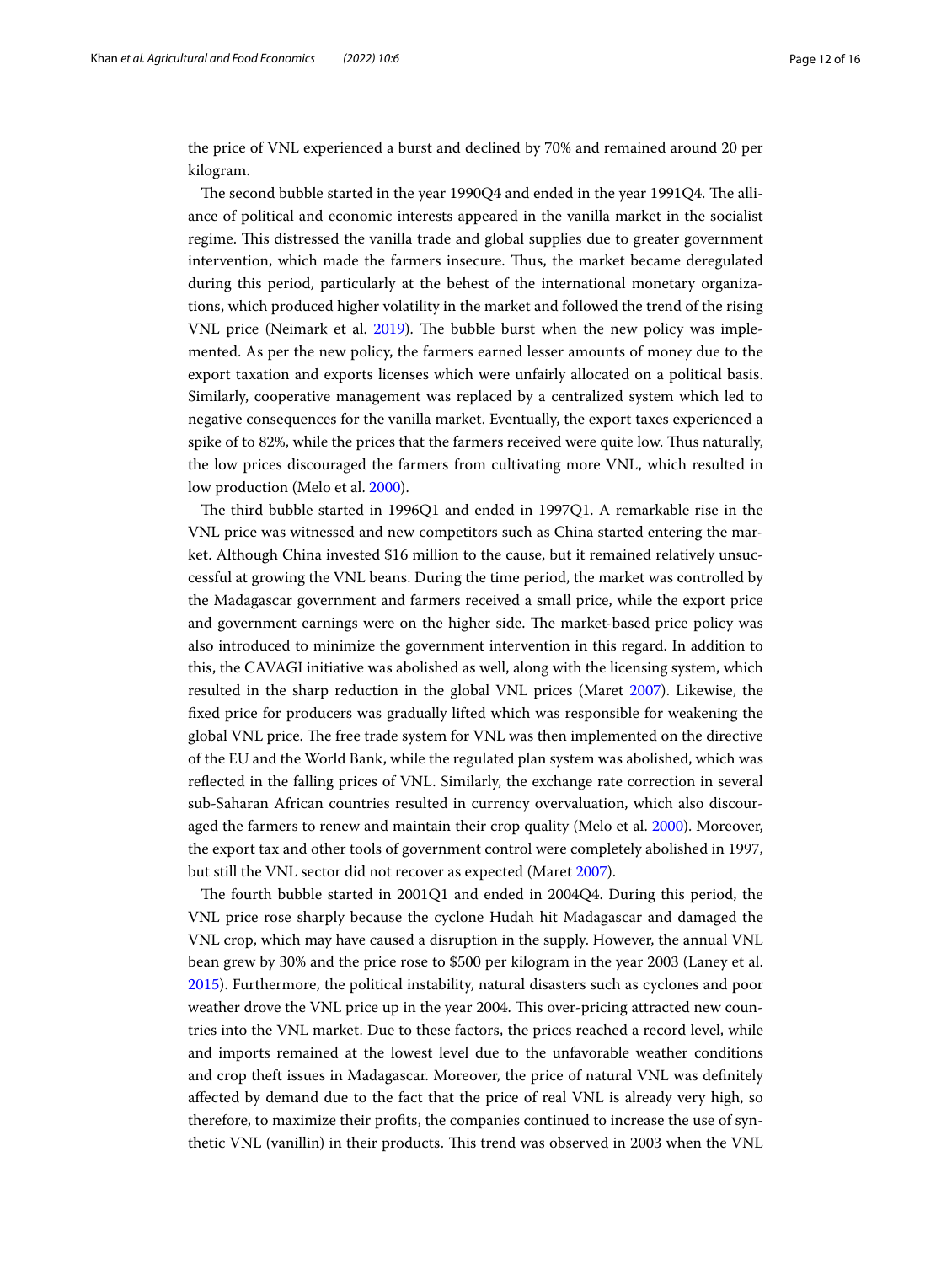the price of VNL experienced a burst and declined by 70% and remained around 20 per kilogram.

The second bubble started in the year 1990Q4 and ended in the year 1991Q4. The alliance of political and economic interests appeared in the vanilla market in the socialist regime. This distressed the vanilla trade and global supplies due to greater government intervention, which made the farmers insecure. Thus, the market became deregulated during this period, particularly at the behest of the international monetary organizations, which produced higher volatility in the market and followed the trend of the rising VNL price (Neimark et al. 2019). The bubble burst when the new policy was implemented. As per the new policy, the farmers earned lesser amounts of money due to the export taxation and exports licenses which were unfairly allocated on a political basis. Similarly, cooperative management was replaced by a centralized system which led to negative consequences for the vanilla market. Eventually, the export taxes experienced a spike of to 82%, while the prices that the farmers received were quite low. Thus naturally, the low prices discouraged the farmers from cultivating more VNL, which resulted in low production (Melo et al. 2000).

The third bubble started in 1996Q1 and ended in 1997Q1. A remarkable rise in the VNL price was witnessed and new competitors such as China started entering the market. Although China invested $16 million to the cause, but it remained relatively unsuccessful at growing the VNL beans. During the time period, the market was controlled by the Madagascar government and farmers received a small price, while the export price and government earnings were on the higher side. The market-based price policy was also introduced to minimize the government intervention in this regard. In addition to this, the CAVAGI initiative was abolished as well, along with the licensing system, which resulted in the sharp reduction in the global VNL prices (Maret 2007). Likewise, the fixed price for producers was gradually lifted which was responsible for weakening the global VNL price. The free trade system for VNL was then implemented on the directive of the EU and the World Bank, while the regulated plan system was abolished, which was reflected in the falling prices of VNL. Similarly, the exchange rate correction in several sub-Saharan African countries resulted in currency overvaluation, which also discouraged the farmers to renew and maintain their crop quality (Melo et al. 2000). Moreover, the export tax and other tools of government control were completely abolished in 1997, but still the VNL sector did not recover as expected (Maret 2007).

The fourth bubble started in 2001Q1 and ended in 2004Q4. During this period, the VNL price rose sharply because the cyclone Hudah hit Madagascar and damaged the VNL crop, which may have caused a disruption in the supply. However, the annual VNL bean grew by 30% and the price rose to $500 per kilogram in the year 2003 (Laney et al. 2015). Furthermore, the political instability, natural disasters such as cyclones and poor weather drove the VNL price up in the year 2004. This over-pricing attracted new countries into the VNL market. Due to these factors, the prices reached a record level, while and imports remained at the lowest level due to the unfavorable weather conditions and crop theft issues in Madagascar. Moreover, the price of natural VNL was definitely affected by demand due to the fact that the price of real VNL is already very high, so therefore, to maximize their profits, the companies continued to increase the use of synthetic VNL (vanillin) in their products. This trend was observed in 2003 when the VNL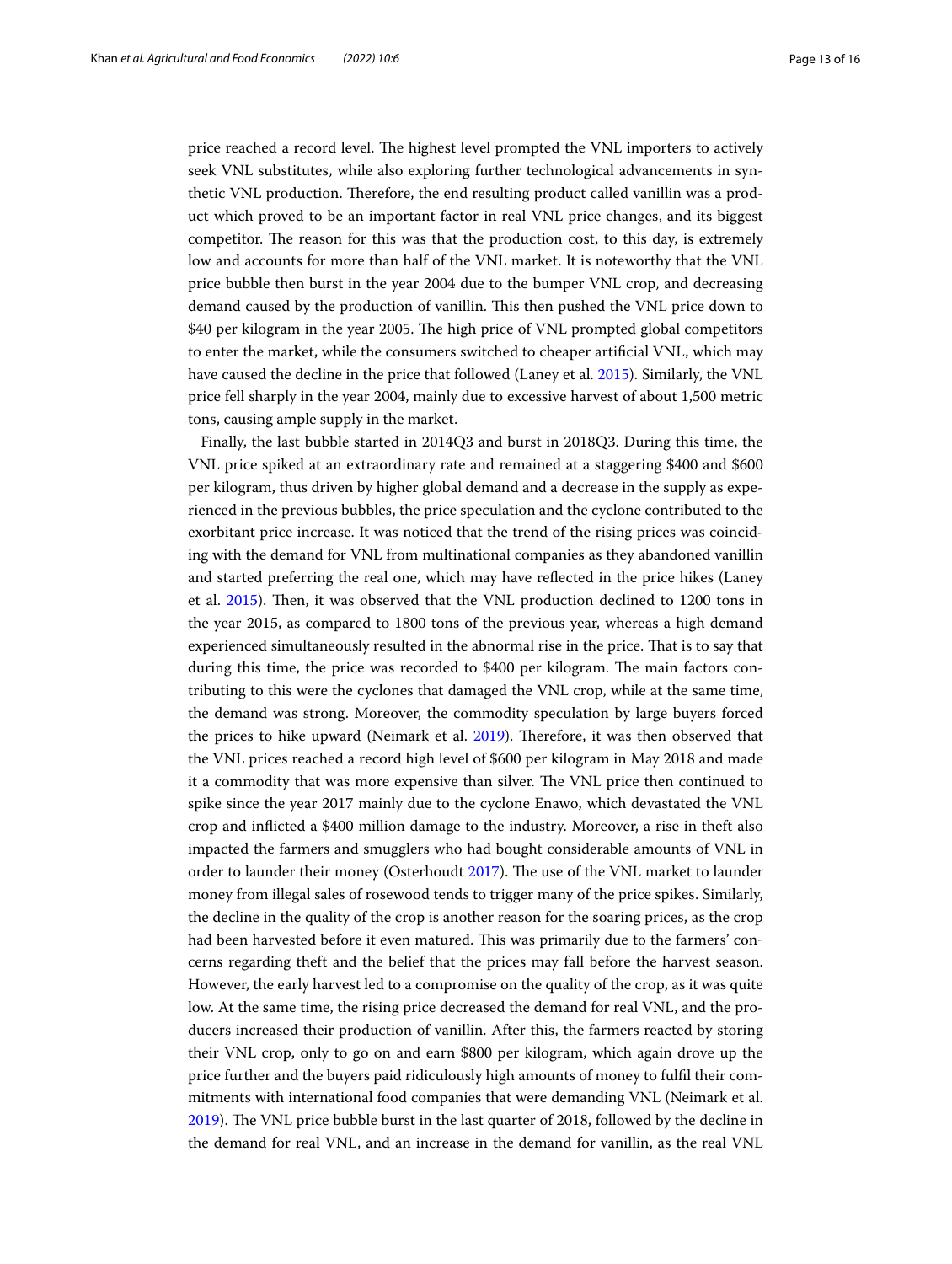price reached a record level. The highest level prompted the VNL importers to actively seek VNL substitutes, while also exploring further technological advancements in synthetic VNL production. Therefore, the end resulting product called vanillin was a product which proved to be an important factor in real VNL price changes, and its biggest competitor. The reason for this was that the production cost, to this day, is extremely low and accounts for more than half of the VNL market. It is noteworthy that the VNL price bubble then burst in the year 2004 due to the bumper VNL crop, and decreasing demand caused by the production of vanillin. This then pushed the VNL price down to $40 per kilogram in the year 2005. The high price of VNL prompted global competitors to enter the market, while the consumers switched to cheaper artificial VNL, which may have caused the decline in the price that followed (Laney et al. 2015). Similarly, the VNL price fell sharply in the year 2004, mainly due to excessive harvest of about 1,500 metric tons, causing ample supply in the market.

Finally, the last bubble started in 2014Q3 and burst in 2018Q3. During this time, the VNL price spiked at an extraordinary rate and remained at a staggering $400 and $600 per kilogram, thus driven by higher global demand and a decrease in the supply as experienced in the previous bubbles, the price speculation and the cyclone contributed to the exorbitant price increase. It was noticed that the trend of the rising prices was coinciding with the demand for VNL from multinational companies as they abandoned vanillin and started preferring the real one, which may have reflected in the price hikes (Laney et al. 2015). Then, it was observed that the VNL production declined to 1200 tons in the year 2015, as compared to 1800 tons of the previous year, whereas a high demand experienced simultaneously resulted in the abnormal rise in the price. That is to say that during this time, the price was recorded to $400 per kilogram. The main factors contributing to this were the cyclones that damaged the VNL crop, while at the same time, the demand was strong. Moreover, the commodity speculation by large buyers forced the prices to hike upward (Neimark et al. 2019). Therefore, it was then observed that the VNL prices reached a record high level of $600 per kilogram in May 2018 and made it a commodity that was more expensive than silver. The VNL price then continued to spike since the year 2017 mainly due to the cyclone Enawo, which devastated the VNL crop and inflicted a $400 million damage to the industry. Moreover, a rise in theft also impacted the farmers and smugglers who had bought considerable amounts of VNL in order to launder their money (Osterhoudt 2017). The use of the VNL market to launder money from illegal sales of rosewood tends to trigger many of the price spikes. Similarly, the decline in the quality of the crop is another reason for the soaring prices, as the crop had been harvested before it even matured. This was primarily due to the farmers' concerns regarding theft and the belief that the prices may fall before the harvest season. However, the early harvest led to a compromise on the quality of the crop, as it was quite low. At the same time, the rising price decreased the demand for real VNL, and the producers increased their production of vanillin. After this, the farmers reacted by storing their VNL crop, only to go on and earn $800 per kilogram, which again drove up the price further and the buyers paid ridiculously high amounts of money to fulfil their commitments with international food companies that were demanding VNL (Neimark et al. 2019). The VNL price bubble burst in the last quarter of 2018, followed by the decline in the demand for real VNL, and an increase in the demand for vanillin, as the real VNL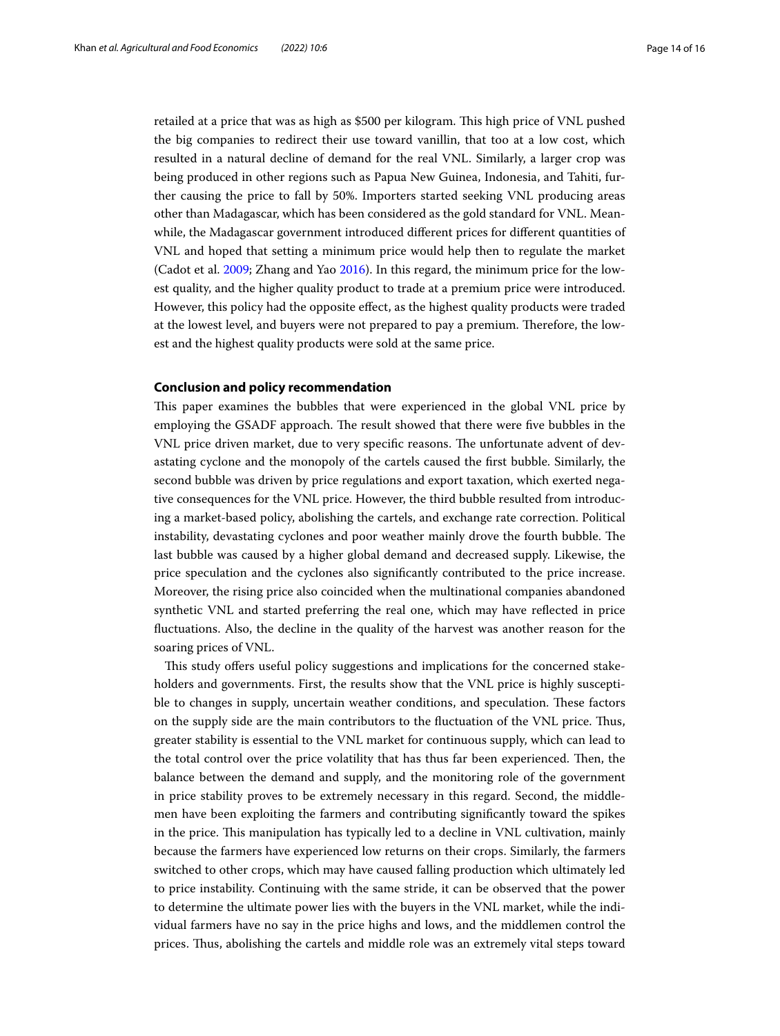retailed at a price that was as high as $500 per kilogram. This high price of VNL pushed the big companies to redirect their use toward vanillin, that too at a low cost, which resulted in a natural decline of demand for the real VNL. Similarly, a larger crop was being produced in other regions such as Papua New Guinea, Indonesia, and Tahiti, further causing the price to fall by 50%. Importers started seeking VNL producing areas other than Madagascar, which has been considered as the gold standard for VNL. Meanwhile, the Madagascar government introduced different prices for different quantities of VNL and hoped that setting a minimum price would help then to regulate the market (Cadot et al. 2009; Zhang and Yao 2016). In this regard, the minimum price for the lowest quality, and the higher quality product to trade at a premium price were introduced. However, this policy had the opposite effect, as the highest quality products were traded at the lowest level, and buyers were not prepared to pay a premium. Therefore, the lowest and the highest quality products were sold at the same price.

## Conclusion and policy recommendation

This paper examines the bubbles that were experienced in the global VNL price by employing the GSADF approach. The result showed that there were five bubbles in the VNL price driven market, due to very specific reasons. The unfortunate advent of devastating cyclone and the monopoly of the cartels caused the first bubble. Similarly, the second bubble was driven by price regulations and export taxation, which exerted negative consequences for the VNL price. However, the third bubble resulted from introducing a market-based policy, abolishing the cartels, and exchange rate correction. Political instability, devastating cyclones and poor weather mainly drove the fourth bubble. The last bubble was caused by a higher global demand and decreased supply. Likewise, the price speculation and the cyclones also significantly contributed to the price increase. Moreover, the rising price also coincided when the multinational companies abandoned synthetic VNL and started preferring the real one, which may have reflected in price fluctuations. Also, the decline in the quality of the harvest was another reason for the soaring prices of VNL.

This study offers useful policy suggestions and implications for the concerned stakeholders and governments. First, the results show that the VNL price is highly susceptible to changes in supply, uncertain weather conditions, and speculation. These factors on the supply side are the main contributors to the fluctuation of the VNL price. Thus, greater stability is essential to the VNL market for continuous supply, which can lead to the total control over the price volatility that has thus far been experienced. Then, the balance between the demand and supply, and the monitoring role of the government in price stability proves to be extremely necessary in this regard. Second, the middlemen have been exploiting the farmers and contributing significantly toward the spikes in the price. This manipulation has typically led to a decline in VNL cultivation, mainly because the farmers have experienced low returns on their crops. Similarly, the farmers switched to other crops, which may have caused falling production which ultimately led to price instability. Continuing with the same stride, it can be observed that the power to determine the ultimate power lies with the buyers in the VNL market, while the individual farmers have no say in the price highs and lows, and the middlemen control the prices. Thus, abolishing the cartels and middle role was an extremely vital steps toward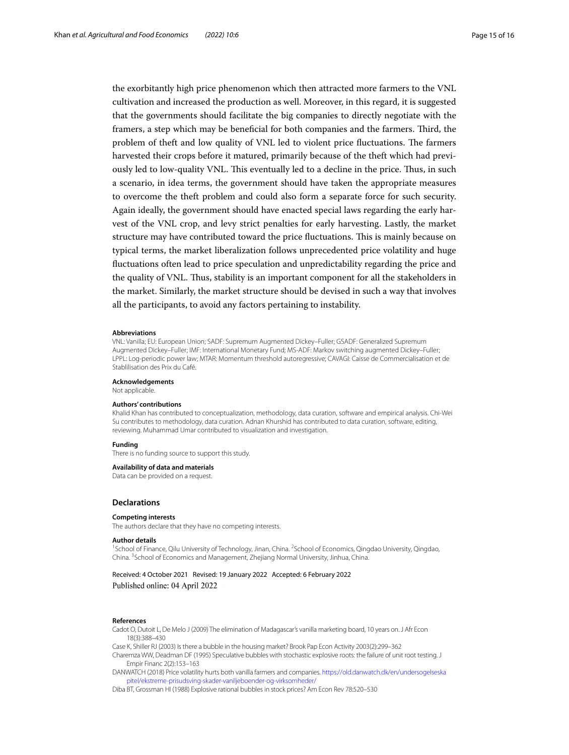the exorbitantly high price phenomenon which then attracted more farmers to the VNL cultivation and increased the production as well. Moreover, in this regard, it is suggested that the governments should facilitate the big companies to directly negotiate with the framers, a step which may be beneficial for both companies and the farmers. Third, the problem of theft and low quality of VNL led to violent price fluctuations. The farmers harvested their crops before it matured, primarily because of the theft which had previously led to low-quality VNL. This eventually led to a decline in the price. Thus, in such a scenario, in idea terms, the government should have taken the appropriate measures to overcome the theft problem and could also form a separate force for such security. Again ideally, the government should have enacted special laws regarding the early harvest of the VNL crop, and levy strict penalties for early harvesting. Lastly, the market structure may have contributed toward the price fluctuations. This is mainly because on typical terms, the market liberalization follows unprecedented price volatility and huge fluctuations often lead to price speculation and unpredictability regarding the price and the quality of VNL. Thus, stability is an important component for all the stakeholders in the market. Similarly, the market structure should be devised in such a way that involves all the participants, to avoid any factors pertaining to instability.

#### Abbreviations
VNL: Vanilla; EU: European Union; SADF: Supremum Augmented Dickey–Fuller; GSADF: Generalized Supremum Augmented Dickey–Fuller; IMF: International Monetary Fund; MS-ADF: Markov switching augmented Dickey–Fuller; LPPL: Log-periodic power law; MTAR: Momentum threshold autoregressive; CAVAGI: Caisse de Commercialisation et de Stablilisation des Prix du Café.

#### Acknowledgements
Not applicable.

#### Authors' contributions
Khalid Khan has contributed to conceptualization, methodology, data curation, software and empirical analysis. Chi-Wei Su contributes to methodology, data curation. Adnan Khurshid has contributed to data curation, software, editing, reviewing. Muhammad Umar contributed to visualization and investigation.

#### Funding
There is no funding source to support this study.

#### Availability of data and materials
Data can be provided on a request.

### Declarations

#### Competing interests
The authors declare that they have no competing interests.

#### Author details
[1]School of Finance, Qilu University of Technology, Jinan, China. [2]School of Economics, Qingdao University, Qingdao, China. [3]School of Economics and Management, Zhejiang Normal University, Jinhua, China.

Received: 4 October 2021 Revised: 19 January 2022 Accepted: 6 February 2022
Published online: 04 April 2022

#### References
Cadot O, Dutoit L, De Melo J (2009) The elimination of Madagascar's vanilla marketing board, 10 years on. J Afr Econ 18(3):388–430

Case K, Shiller RJ (2003) Is there a bubble in the housing market? Brook Pap Econ Activity 2003(2):299–362

Charemza WW, Deadman DF (1995) Speculative bubbles with stochastic explosive roots: the failure of unit root testing. J Empir Financ 2(2):153–163

DANWATCH (2018) Price volatility hurts both vanilla farmers and companies. https://old.danwatch.dk/en/undersogelseskapitel/ekstreme-prisudsving-skader-vaniljeboender-og-virksomheder/

Diba BT, Grossman HI (1988) Explosive rational bubbles in stock prices? Am Econ Rev 78:520–530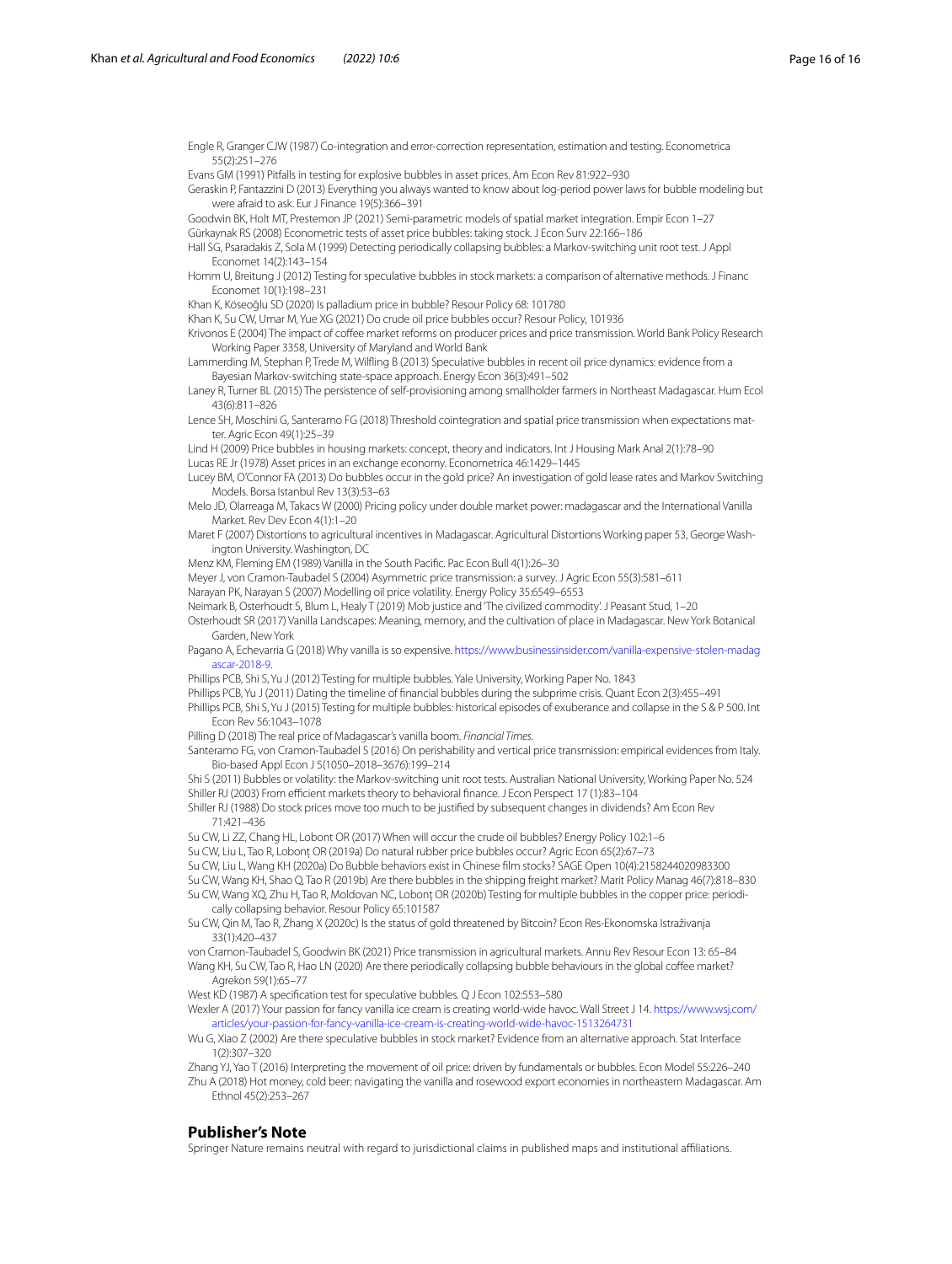Engle R, Granger CJW (1987) Co-integration and error-correction representation, estimation and testing. Econometrica 55(2):251–276

Evans GM (1991) Pitfalls in testing for explosive bubbles in asset prices. Am Econ Rev 81:922–930

Geraskin P, Fantazzini D (2013) Everything you always wanted to know about log-period power laws for bubble modeling but were afraid to ask. Eur J Finance 19(5):366–391

Goodwin BK, Holt MT, Prestemon JP (2021) Semi-parametric models of spatial market integration. Empir Econ 1–27

Gürkaynak RS (2008) Econometric tests of asset price bubbles: taking stock. J Econ Surv 22:166–186

Hall SG, Psaradakis Z, Sola M (1999) Detecting periodically collapsing bubbles: a Markov-switching unit root test. J Appl Economet 14(2):143–154

Homm U, Breitung J (2012) Testing for speculative bubbles in stock markets: a comparison of alternative methods. J Financ Economet 10(1):198–231

Khan K, Köseoğlu SD (2020) Is palladium price in bubble? Resour Policy 68: 101780

Khan K, Su CW, Umar M, Yue XG (2021) Do crude oil price bubbles occur? Resour Policy, 101936

Krivonos E (2004) The impact of coffee market reforms on producer prices and price transmission. World Bank Policy Research Working Paper 3358, University of Maryland and World Bank

Lammerding M, Stephan P, Trede M, Wilfling B (2013) Speculative bubbles in recent oil price dynamics: evidence from a Bayesian Markov-switching state-space approach. Energy Econ 36(3):491–502

Laney R, Turner BL (2015) The persistence of self-provisioning among smallholder farmers in Northeast Madagascar. Hum Ecol 43(6):811–826

Lence SH, Moschini G, Santeramo FG (2018) Threshold cointegration and spatial price transmission when expectations matter. Agric Econ 49(1):25–39

Lind H (2009) Price bubbles in housing markets: concept, theory and indicators. Int J Housing Mark Anal 2(1):78–90

Lucas RE Jr (1978) Asset prices in an exchange economy. Econometrica 46:1429–1445

Lucey BM, O'Connor FA (2013) Do bubbles occur in the gold price? An investigation of gold lease rates and Markov Switching Models. Borsa Istanbul Rev 13(3):53–63

Melo JD, Olarreaga M, Takacs W (2000) Pricing policy under double market power: madagascar and the International Vanilla Market. Rev Dev Econ 4(1):1–20

Maret F (2007) Distortions to agricultural incentives in Madagascar. Agricultural Distortions Working paper 53, George Washington University. Washington, DC

Menz KM, Fleming EM (1989) Vanilla in the South Pacific. Pac Econ Bull 4(1):26–30

Meyer J, von Cramon-Taubadel S (2004) Asymmetric price transmission: a survey. J Agric Econ 55(3):581–611

Narayan PK, Narayan S (2007) Modelling oil price volatility. Energy Policy 35:6549–6553

Neimark B, Osterhoudt S, Blum L, Healy T (2019) Mob justice and 'The civilized commodity'. J Peasant Stud, 1–20

Osterhoudt SR (2017) Vanilla Landscapes: Meaning, memory, and the cultivation of place in Madagascar. New York Botanical Garden, New York

Pagano A, Echevarria G (2018) Why vanilla is so expensive. https://www.businessinsider.com/vanilla-expensive-stolen-madagascar-2018-9.

Phillips PCB, Shi S, Yu J (2012) Testing for multiple bubbles. Yale University, Working Paper No. 1843

Phillips PCB, Yu J (2011) Dating the timeline of financial bubbles during the subprime crisis. Quant Econ 2(3):455–491

Phillips PCB, Shi S, Yu J (2015) Testing for multiple bubbles: historical episodes of exuberance and collapse in the S & P 500. Int Econ Rev 56:1043–1078

Pilling D (2018) The real price of Madagascar's vanilla boom. *Financial Times*.

Santeramo FG, von Cramon-Taubadel S (2016) On perishability and vertical price transmission: empirical evidences from Italy. Bio-based Appl Econ J 5(1050–2018–3676):199–214

Shi S (2011) Bubbles or volatility: the Markov-switching unit root tests. Australian National University, Working Paper No. 524

Shiller RJ (2003) From efficient markets theory to behavioral finance. J Econ Perspect 17 (1):83–104

Shiller RJ (1988) Do stock prices move too much to be justified by subsequent changes in dividends? Am Econ Rev 71:421–436

Su CW, Li ZZ, Chang HL, Lobont OR (2017) When will occur the crude oil bubbles? Energy Policy 102:1–6

Su CW, Liu L, Tao R, Lobonț OR (2019a) Do natural rubber price bubbles occur? Agric Econ 65(2):67–73

Su CW, Liu L, Wang KH (2020a) Do Bubble behaviors exist in Chinese film stocks? SAGE Open 10(4):2158244020983300

Su CW, Wang KH, Shao Q, Tao R (2019b) Are there bubbles in the shipping freight market? Marit Policy Manag 46(7):818–830

Su CW, Wang XQ, Zhu H, Tao R, Moldovan NC, Lobonț OR (2020b) Testing for multiple bubbles in the copper price: periodically collapsing behavior. Resour Policy 65:101587

Su CW, Qin M, Tao R, Zhang X (2020c) Is the status of gold threatened by Bitcoin? Econ Res-Ekonomska Istraživanja 33(1):420–437

von Cramon-Taubadel S, Goodwin BK (2021) Price transmission in agricultural markets. Annu Rev Resour Econ 13: 65–84

Wang KH, Su CW, Tao R, Hao LN (2020) Are there periodically collapsing bubble behaviours in the global coffee market? Agrekon 59(1):65–77

West KD (1987) A specification test for speculative bubbles. Q J Econ 102:553–580

Wexler A (2017) Your passion for fancy vanilla ice cream is creating world-wide havoc. Wall Street J 14. https://www.wsj.com/articles/your-passion-for-fancy-vanilla-ice-cream-is-creating-world-wide-havoc-1513264731

Wu G, Xiao Z (2002) Are there speculative bubbles in stock market? Evidence from an alternative approach. Stat Interface 1(2):307–320

Zhang YJ, Yao T (2016) Interpreting the movement of oil price: driven by fundamentals or bubbles. Econ Model 55:226–240

Zhu A (2018) Hot money, cold beer: navigating the vanilla and rosewood export economies in northeastern Madagascar. Am Ethnol 45(2):253–267

## Publisher's Note

Springer Nature remains neutral with regard to jurisdictional claims in published maps and institutional affiliations.